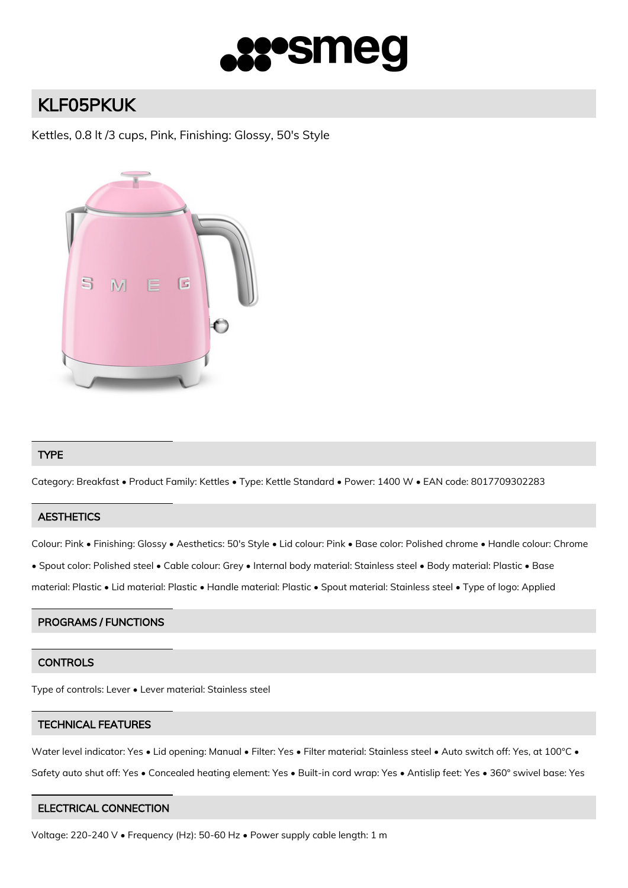# KLF05PKUK

Kettles, 0.8 lt /3 cups, Pink, Finishing: Glossy, 50's Style

## TYPE

Category: Breakfast • Product Family: Kettles • Type: Kettle Standard • Power: 1400 W • EAN code: 8017709302283

## AESTHETICS

Colour: Pink • Finishing: Glossy • Aesthetics: 50's Style • Lid colour: Pink • Base color: Polished chrome • Handle colour: Chrome • Spout color: Polished steel • Cable colour: Grey • Internal body material: Stainless steel • Body material: Plastic • Base material: Plastic • Lid material: Plastic • Handle material: Plastic • Spout material: Stainless steel • Type of logo: Applied

## PROGRAMS / FUNCTIONS

## CONTROLS

Type of controls: Lever • Lever material: Stainless steel

## TECHNICAL FEATURES

Water level indicator: Yes • Lid opening: Manual • Filter: Yes • Filter material: Stainless steel • Auto switch off: Yes, at 100°C • Safety auto shut off: Yes • Concealed heating element: Yes • Built-in cord wrap: Yes • Antislip feet: Yes • 360° swivel base: Yes

## ELECTRICAL CONNECTION

Voltage: 220-240 V • Frequency (Hz): 50-60 Hz • Power supply cable length: 1 m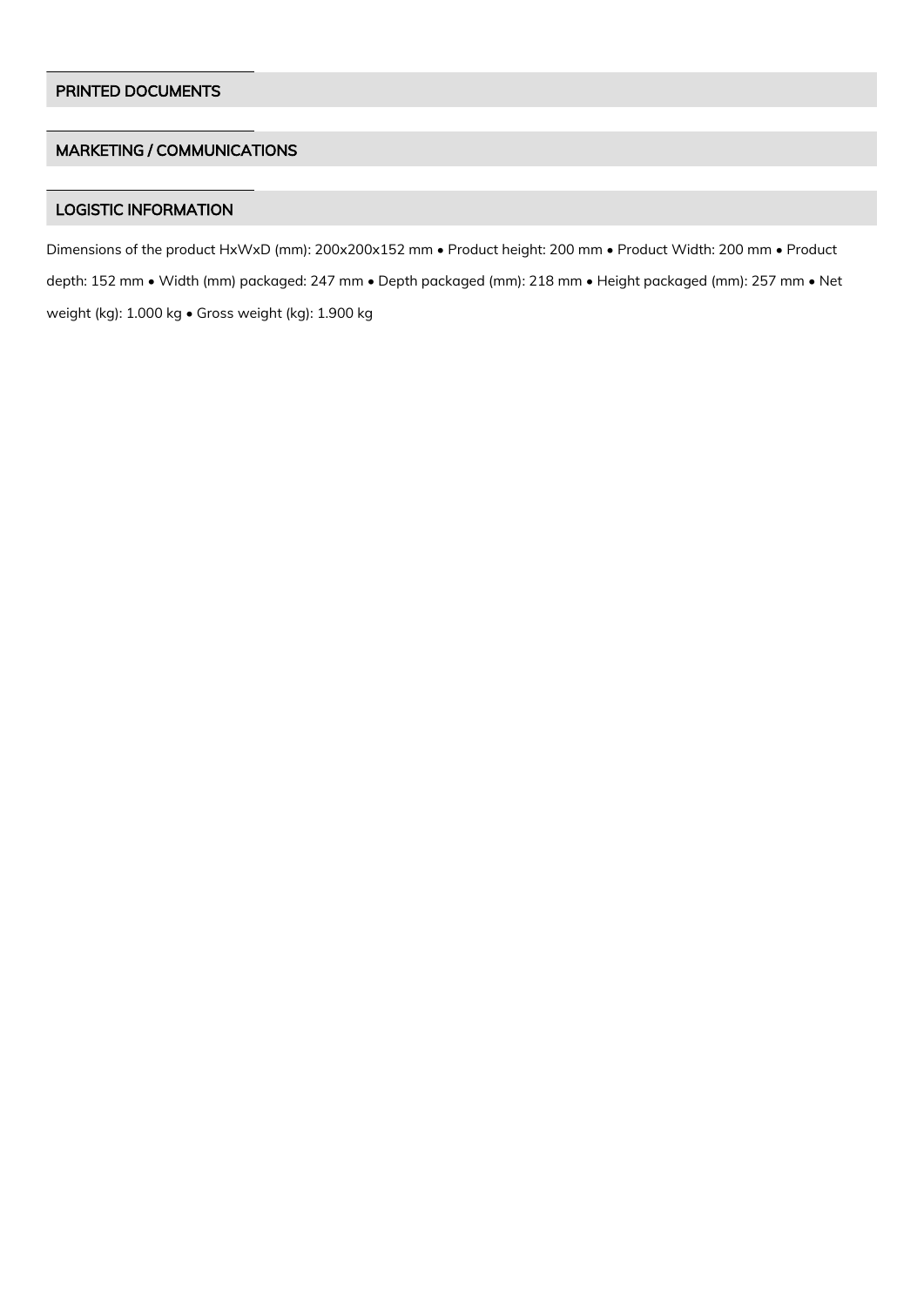## PRINTED DOCUMENTS

## MARKETING / COMMUNICATIONS

## LOGISTIC INFORMATION

Dimensions of the product HxWxD (mm): 200x200x152 mm • Product height: 200 mm • Product Width: 200 mm • Product depth: 152 mm • Width (mm) packaged: 247 mm • Depth packaged (mm): 218 mm • Height packaged (mm): 257 mm • Net weight (kg): 1.000 kg • Gross weight (kg): 1.900 kg